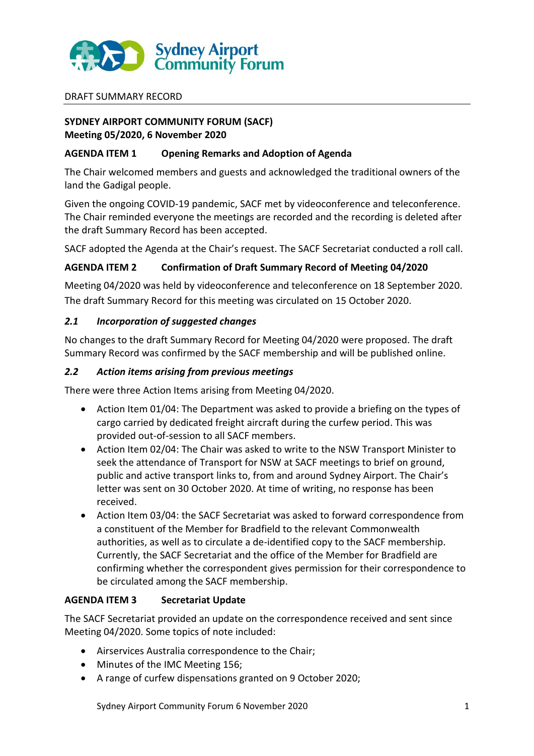DRAFT SUMMARY RECORD

**SYDNEY AIRPORT COMMUNITY FORUM (SACF)**
**Meeting 05/2020, 6 November 2020**

## AGENDA ITEM 1 Opening Remarks and Adoption of Agenda

The Chair welcomed members and guests and acknowledged the traditional owners of the land the Gadigal people.

Given the ongoing COVID-19 pandemic, SACF met by videoconference and teleconference. The Chair reminded everyone the meetings are recorded and the recording is deleted after the draft Summary Record has been accepted.

SACF adopted the Agenda at the Chair's request. The SACF Secretariat conducted a roll call.

## AGENDA ITEM 2 Confirmation of Draft Summary Record of Meeting 04/2020

Meeting 04/2020 was held by videoconference and teleconference on 18 September 2020. The draft Summary Record for this meeting was circulated on 15 October 2020.

### *2.1 Incorporation of suggested changes*

No changes to the draft Summary Record for Meeting 04/2020 were proposed. The draft Summary Record was confirmed by the SACF membership and will be published online.

### *2.2 Action items arising from previous meetings*

There were three Action Items arising from Meeting 04/2020.

- Action Item 01/04: The Department was asked to provide a briefing on the types of cargo carried by dedicated freight aircraft during the curfew period. This was provided out-of-session to all SACF members.
- Action Item 02/04: The Chair was asked to write to the NSW Transport Minister to seek the attendance of Transport for NSW at SACF meetings to brief on ground, public and active transport links to, from and around Sydney Airport. The Chair's letter was sent on 30 October 2020. At time of writing, no response has been received.
- Action Item 03/04: the SACF Secretariat was asked to forward correspondence from a constituent of the Member for Bradfield to the relevant Commonwealth authorities, as well as to circulate a de-identified copy to the SACF membership. Currently, the SACF Secretariat and the office of the Member for Bradfield are confirming whether the correspondent gives permission for their correspondence to be circulated among the SACF membership.

## AGENDA ITEM 3 Secretariat Update

The SACF Secretariat provided an update on the correspondence received and sent since Meeting 04/2020. Some topics of note included:

- Airservices Australia correspondence to the Chair;
- Minutes of the IMC Meeting 156;
- A range of curfew dispensations granted on 9 October 2020;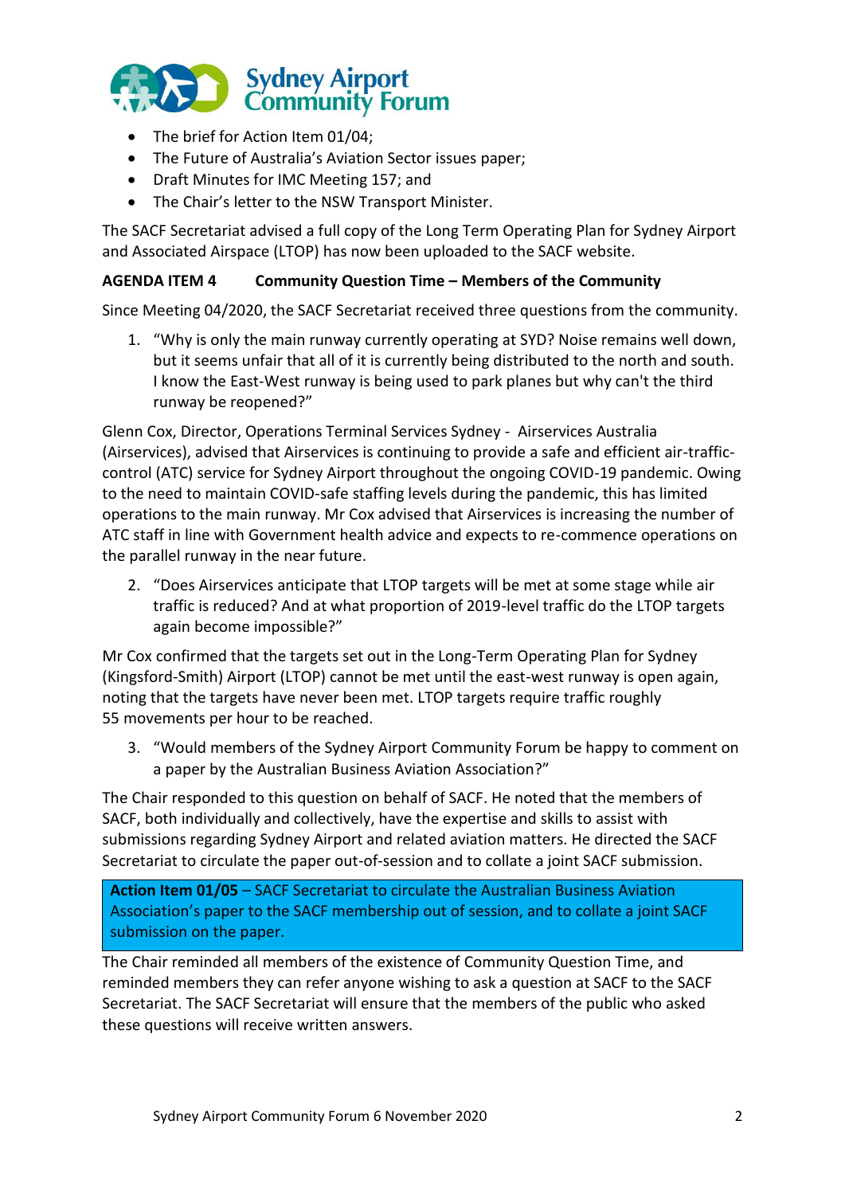- The brief for Action Item 01/04;
- The Future of Australia's Aviation Sector issues paper;
- Draft Minutes for IMC Meeting 157; and
- The Chair's letter to the NSW Transport Minister.

The SACF Secretariat advised a full copy of the Long Term Operating Plan for Sydney Airport and Associated Airspace (LTOP) has now been uploaded to the SACF website.

**AGENDA ITEM 4 Community Question Time – Members of the Community**

Since Meeting 04/2020, the SACF Secretariat received three questions from the community.

1. "Why is only the main runway currently operating at SYD? Noise remains well down, but it seems unfair that all of it is currently being distributed to the north and south. I know the East-West runway is being used to park planes but why can't the third runway be reopened?"

Glenn Cox, Director, Operations Terminal Services Sydney - Airservices Australia (Airservices), advised that Airservices is continuing to provide a safe and efficient air-traffic-control (ATC) service for Sydney Airport throughout the ongoing COVID-19 pandemic. Owing to the need to maintain COVID-safe staffing levels during the pandemic, this has limited operations to the main runway. Mr Cox advised that Airservices is increasing the number of ATC staff in line with Government health advice and expects to re-commence operations on the parallel runway in the near future.

2. "Does Airservices anticipate that LTOP targets will be met at some stage while air traffic is reduced? And at what proportion of 2019-level traffic do the LTOP targets again become impossible?"

Mr Cox confirmed that the targets set out in the Long-Term Operating Plan for Sydney (Kingsford-Smith) Airport (LTOP) cannot be met until the east-west runway is open again, noting that the targets have never been met. LTOP targets require traffic roughly 55 movements per hour to be reached.

3. "Would members of the Sydney Airport Community Forum be happy to comment on a paper by the Australian Business Aviation Association?"

The Chair responded to this question on behalf of SACF. He noted that the members of SACF, both individually and collectively, have the expertise and skills to assist with submissions regarding Sydney Airport and related aviation matters. He directed the SACF Secretariat to circulate the paper out-of-session and to collate a joint SACF submission.

**Action Item 01/05** – SACF Secretariat to circulate the Australian Business Aviation Association's paper to the SACF membership out of session, and to collate a joint SACF submission on the paper.

The Chair reminded all members of the existence of Community Question Time, and reminded members they can refer anyone wishing to ask a question at SACF to the SACF Secretariat. The SACF Secretariat will ensure that the members of the public who asked these questions will receive written answers.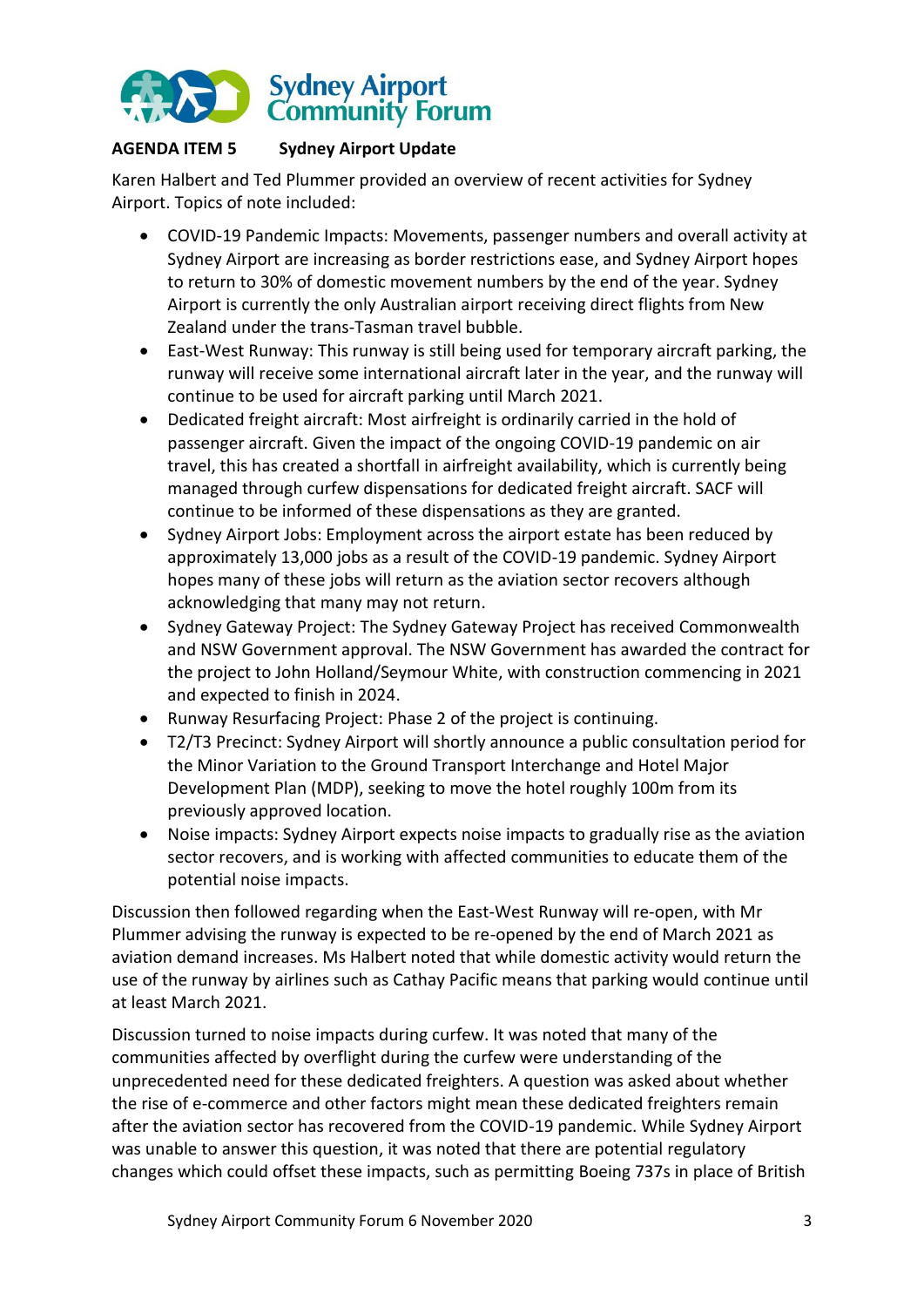**AGENDA ITEM 5 Sydney Airport Update**

Karen Halbert and Ted Plummer provided an overview of recent activities for Sydney Airport. Topics of note included:

- COVID-19 Pandemic Impacts: Movements, passenger numbers and overall activity at Sydney Airport are increasing as border restrictions ease, and Sydney Airport hopes to return to 30% of domestic movement numbers by the end of the year. Sydney Airport is currently the only Australian airport receiving direct flights from New Zealand under the trans-Tasman travel bubble.
- East-West Runway: This runway is still being used for temporary aircraft parking, the runway will receive some international aircraft later in the year, and the runway will continue to be used for aircraft parking until March 2021.
- Dedicated freight aircraft: Most airfreight is ordinarily carried in the hold of passenger aircraft. Given the impact of the ongoing COVID-19 pandemic on air travel, this has created a shortfall in airfreight availability, which is currently being managed through curfew dispensations for dedicated freight aircraft. SACF will continue to be informed of these dispensations as they are granted.
- Sydney Airport Jobs: Employment across the airport estate has been reduced by approximately 13,000 jobs as a result of the COVID-19 pandemic. Sydney Airport hopes many of these jobs will return as the aviation sector recovers although acknowledging that many may not return.
- Sydney Gateway Project: The Sydney Gateway Project has received Commonwealth and NSW Government approval. The NSW Government has awarded the contract for the project to John Holland/Seymour White, with construction commencing in 2021 and expected to finish in 2024.
- Runway Resurfacing Project: Phase 2 of the project is continuing.
- T2/T3 Precinct: Sydney Airport will shortly announce a public consultation period for the Minor Variation to the Ground Transport Interchange and Hotel Major Development Plan (MDP), seeking to move the hotel roughly 100m from its previously approved location.
- Noise impacts: Sydney Airport expects noise impacts to gradually rise as the aviation sector recovers, and is working with affected communities to educate them of the potential noise impacts.

Discussion then followed regarding when the East-West Runway will re-open, with Mr Plummer advising the runway is expected to be re-opened by the end of March 2021 as aviation demand increases. Ms Halbert noted that while domestic activity would return the use of the runway by airlines such as Cathay Pacific means that parking would continue until at least March 2021.

Discussion turned to noise impacts during curfew. It was noted that many of the communities affected by overflight during the curfew were understanding of the unprecedented need for these dedicated freighters. A question was asked about whether the rise of e-commerce and other factors might mean these dedicated freighters remain after the aviation sector has recovered from the COVID-19 pandemic. While Sydney Airport was unable to answer this question, it was noted that there are potential regulatory changes which could offset these impacts, such as permitting Boeing 737s in place of British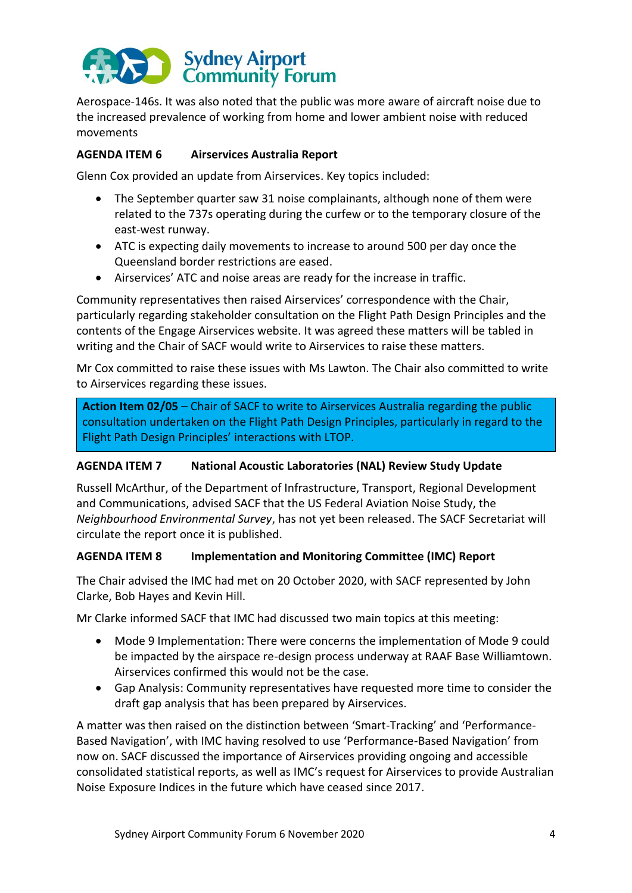Aerospace-146s. It was also noted that the public was more aware of aircraft noise due to the increased prevalence of working from home and lower ambient noise with reduced movements

### AGENDA ITEM 6 Airservices Australia Report

Glenn Cox provided an update from Airservices. Key topics included:

- The September quarter saw 31 noise complainants, although none of them were related to the 737s operating during the curfew or to the temporary closure of the east-west runway.
- ATC is expecting daily movements to increase to around 500 per day once the Queensland border restrictions are eased.
- Airservices' ATC and noise areas are ready for the increase in traffic.

Community representatives then raised Airservices' correspondence with the Chair, particularly regarding stakeholder consultation on the Flight Path Design Principles and the contents of the Engage Airservices website. It was agreed these matters will be tabled in writing and the Chair of SACF would write to Airservices to raise these matters.

Mr Cox committed to raise these issues with Ms Lawton. The Chair also committed to write to Airservices regarding these issues.

**Action Item 02/05** – Chair of SACF to write to Airservices Australia regarding the public consultation undertaken on the Flight Path Design Principles, particularly in regard to the Flight Path Design Principles' interactions with LTOP.

### AGENDA ITEM 7 National Acoustic Laboratories (NAL) Review Study Update

Russell McArthur, of the Department of Infrastructure, Transport, Regional Development and Communications, advised SACF that the US Federal Aviation Noise Study, the *Neighbourhood Environmental Survey*, has not yet been released. The SACF Secretariat will circulate the report once it is published.

### AGENDA ITEM 8 Implementation and Monitoring Committee (IMC) Report

The Chair advised the IMC had met on 20 October 2020, with SACF represented by John Clarke, Bob Hayes and Kevin Hill.

Mr Clarke informed SACF that IMC had discussed two main topics at this meeting:

- Mode 9 Implementation: There were concerns the implementation of Mode 9 could be impacted by the airspace re-design process underway at RAAF Base Williamtown. Airservices confirmed this would not be the case.
- Gap Analysis: Community representatives have requested more time to consider the draft gap analysis that has been prepared by Airservices.

A matter was then raised on the distinction between 'Smart-Tracking' and 'Performance-Based Navigation', with IMC having resolved to use 'Performance-Based Navigation' from now on. SACF discussed the importance of Airservices providing ongoing and accessible consolidated statistical reports, as well as IMC's request for Airservices to provide Australian Noise Exposure Indices in the future which have ceased since 2017.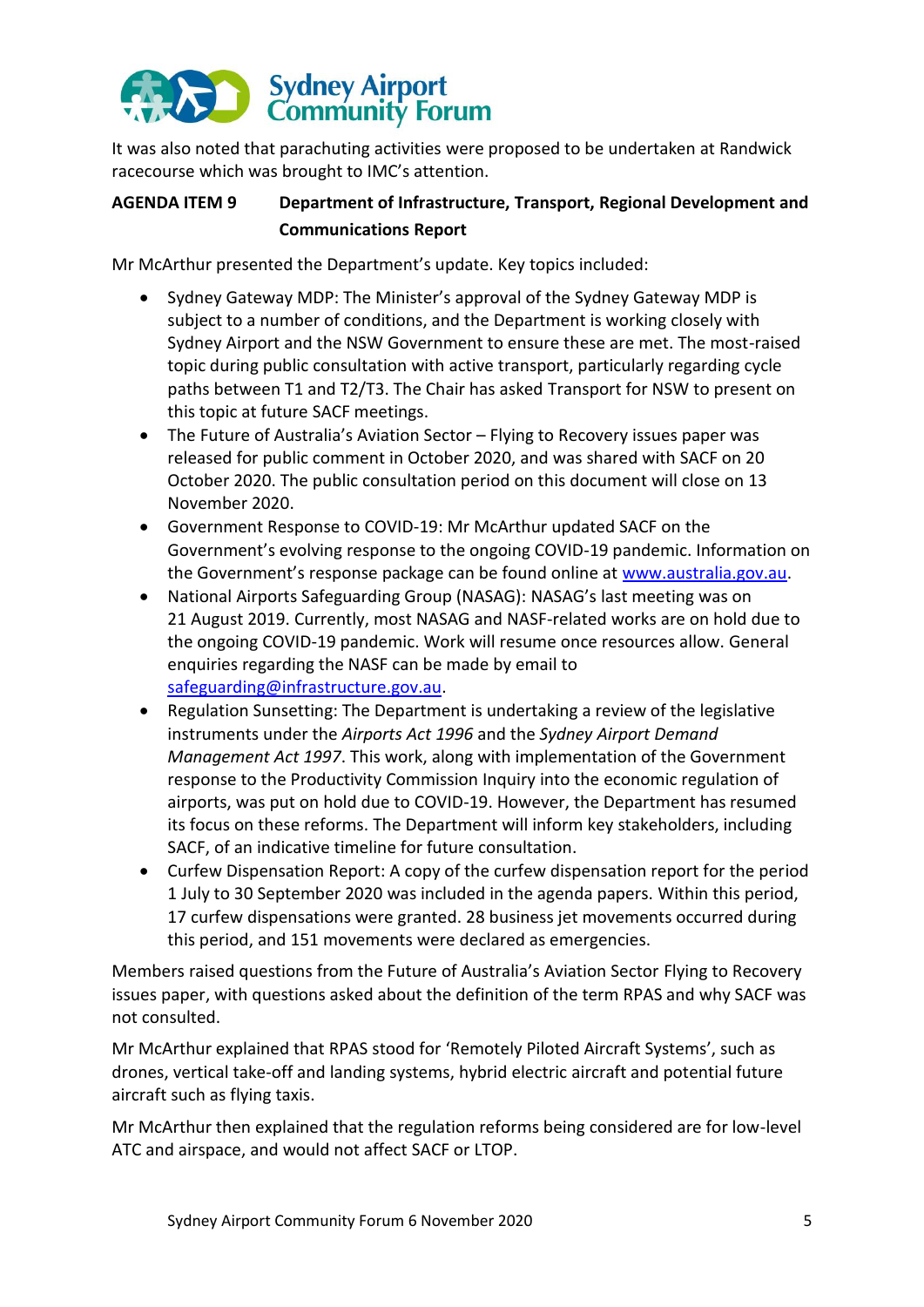It was also noted that parachuting activities were proposed to be undertaken at Randwick racecourse which was brought to IMC's attention.

**AGENDA ITEM 9 Department of Infrastructure, Transport, Regional Development and Communications Report**

Mr McArthur presented the Department's update. Key topics included:

- Sydney Gateway MDP: The Minister's approval of the Sydney Gateway MDP is subject to a number of conditions, and the Department is working closely with Sydney Airport and the NSW Government to ensure these are met. The most-raised topic during public consultation with active transport, particularly regarding cycle paths between T1 and T2/T3. The Chair has asked Transport for NSW to present on this topic at future SACF meetings.
- The Future of Australia's Aviation Sector – Flying to Recovery issues paper was released for public comment in October 2020, and was shared with SACF on 20 October 2020. The public consultation period on this document will close on 13 November 2020.
- Government Response to COVID-19: Mr McArthur updated SACF on the Government's evolving response to the ongoing COVID-19 pandemic. Information on the Government's response package can be found online at [www.australia.gov.au](http://www.australia.gov.au).
- National Airports Safeguarding Group (NASAG): NASAG's last meeting was on 21 August 2019. Currently, most NASAG and NASF-related works are on hold due to the ongoing COVID-19 pandemic. Work will resume once resources allow. General enquiries regarding the NASF can be made by email to [safeguarding@infrastructure.gov.au](mailto:safeguarding@infrastructure.gov.au).
- Regulation Sunsetting: The Department is undertaking a review of the legislative instruments under the *Airports Act 1996* and the *Sydney Airport Demand Management Act 1997*. This work, along with implementation of the Government response to the Productivity Commission Inquiry into the economic regulation of airports, was put on hold due to COVID-19. However, the Department has resumed its focus on these reforms. The Department will inform key stakeholders, including SACF, of an indicative timeline for future consultation.
- Curfew Dispensation Report: A copy of the curfew dispensation report for the period 1 July to 30 September 2020 was included in the agenda papers. Within this period, 17 curfew dispensations were granted. 28 business jet movements occurred during this period, and 151 movements were declared as emergencies.

Members raised questions from the Future of Australia's Aviation Sector Flying to Recovery issues paper, with questions asked about the definition of the term RPAS and why SACF was not consulted.

Mr McArthur explained that RPAS stood for 'Remotely Piloted Aircraft Systems', such as drones, vertical take-off and landing systems, hybrid electric aircraft and potential future aircraft such as flying taxis.

Mr McArthur then explained that the regulation reforms being considered are for low-level ATC and airspace, and would not affect SACF or LTOP.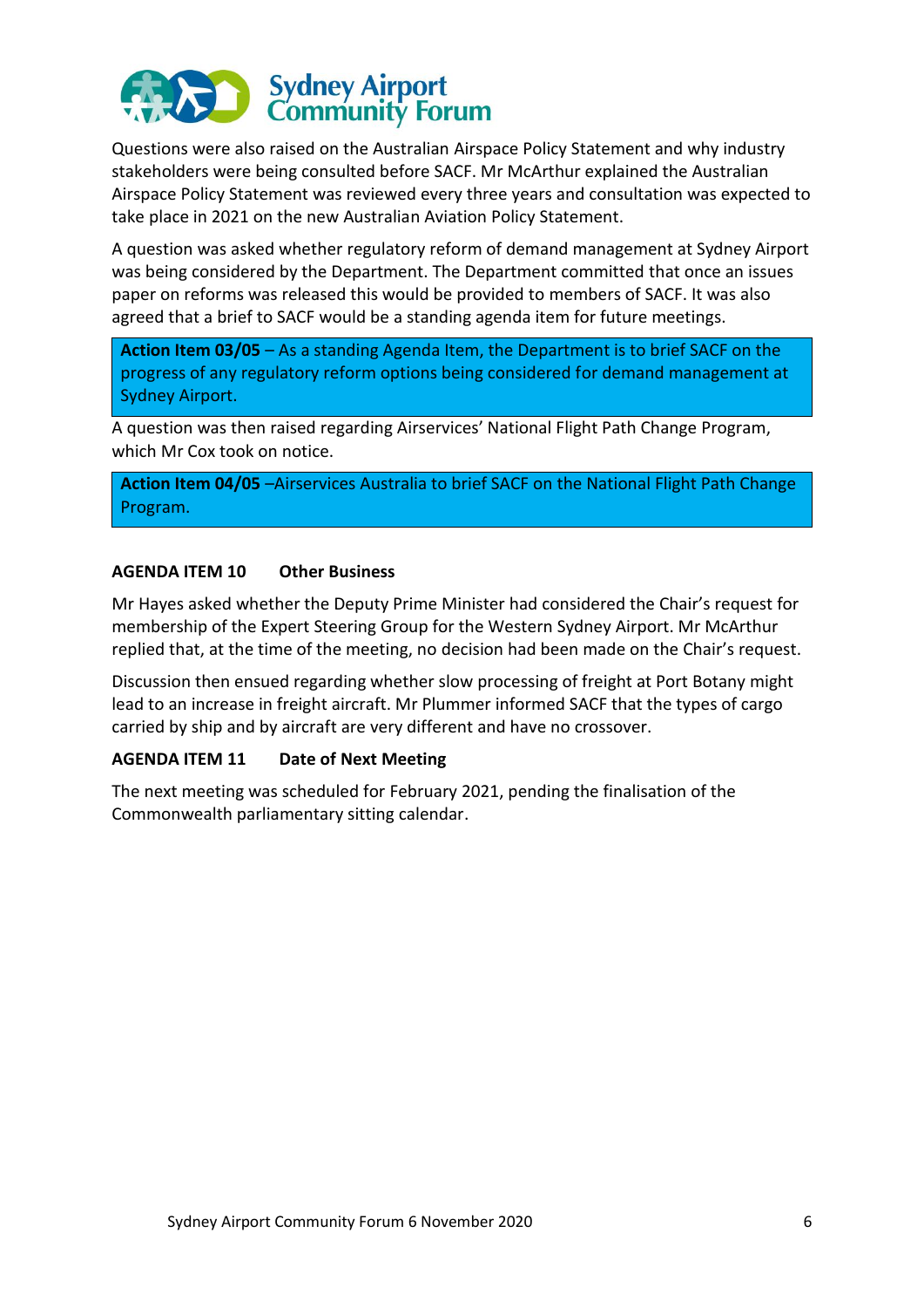Questions were also raised on the Australian Airspace Policy Statement and why industry stakeholders were being consulted before SACF. Mr McArthur explained the Australian Airspace Policy Statement was reviewed every three years and consultation was expected to take place in 2021 on the new Australian Aviation Policy Statement.

A question was asked whether regulatory reform of demand management at Sydney Airport was being considered by the Department. The Department committed that once an issues paper on reforms was released this would be provided to members of SACF. It was also agreed that a brief to SACF would be a standing agenda item for future meetings.

**Action Item 03/05** – As a standing Agenda Item, the Department is to brief SACF on the progress of any regulatory reform options being considered for demand management at Sydney Airport.

A question was then raised regarding Airservices' National Flight Path Change Program, which Mr Cox took on notice.

**Action Item 04/05** –Airservices Australia to brief SACF on the National Flight Path Change Program.

**AGENDA ITEM 10 Other Business**

Mr Hayes asked whether the Deputy Prime Minister had considered the Chair's request for membership of the Expert Steering Group for the Western Sydney Airport. Mr McArthur replied that, at the time of the meeting, no decision had been made on the Chair's request.

Discussion then ensued regarding whether slow processing of freight at Port Botany might lead to an increase in freight aircraft. Mr Plummer informed SACF that the types of cargo carried by ship and by aircraft are very different and have no crossover.

**AGENDA ITEM 11 Date of Next Meeting**

The next meeting was scheduled for February 2021, pending the finalisation of the Commonwealth parliamentary sitting calendar.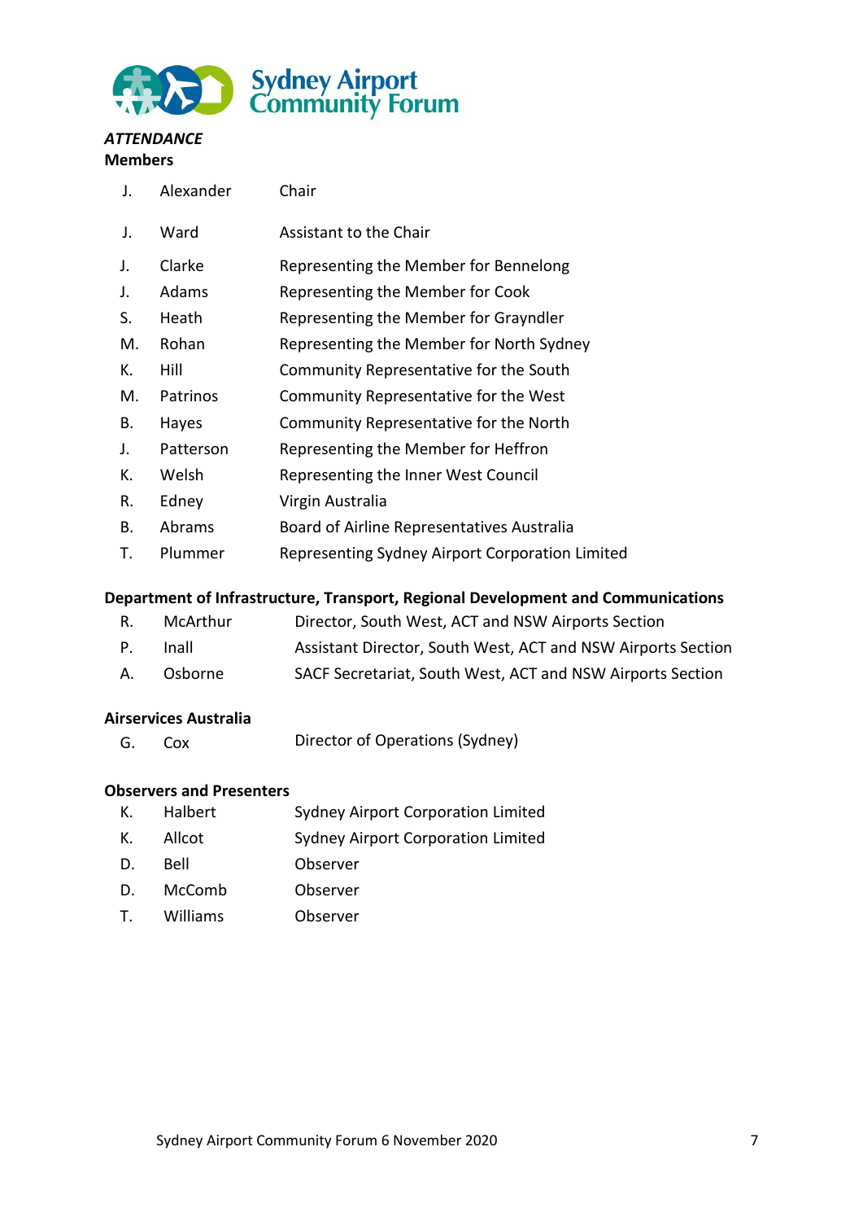Sydney Airport Community Forum

*ATTENDANCE*

**Members**

| | | |
|---|---|---|
| J. | Alexander | Chair |
| J. | Ward | Assistant to the Chair |
| J. | Clarke | Representing the Member for Bennelong |
| J. | Adams | Representing the Member for Cook |
| S. | Heath | Representing the Member for Grayndler |
| M. | Rohan | Representing the Member for North Sydney |
| K. | Hill | Community Representative for the South |
| M. | Patrinos | Community Representative for the West |
| B. | Hayes | Community Representative for the North |
| J. | Patterson | Representing the Member for Heffron |
| K. | Welsh | Representing the Inner West Council |
| R. | Edney | Virgin Australia |
| B. | Abrams | Board of Airline Representatives Australia |
| T. | Plummer | Representing Sydney Airport Corporation Limited |

**Department of Infrastructure, Transport, Regional Development and Communications**

| | | |
|---|---|---|
| R. | McArthur | Director, South West, ACT and NSW Airports Section |
| P. | Inall | Assistant Director, South West, ACT and NSW Airports Section |
| A. | Osborne | SACF Secretariat, South West, ACT and NSW Airports Section |

**Airservices Australia**

| | | |
|---|---|---|
| G. | Cox | Director of Operations (Sydney) |

**Observers and Presenters**

| | | |
|---|---|---|
| K. | Halbert | Sydney Airport Corporation Limited |
| K. | Allcot | Sydney Airport Corporation Limited |
| D. | Bell | Observer |
| D. | McComb | Observer |
| T. | Williams | Observer |